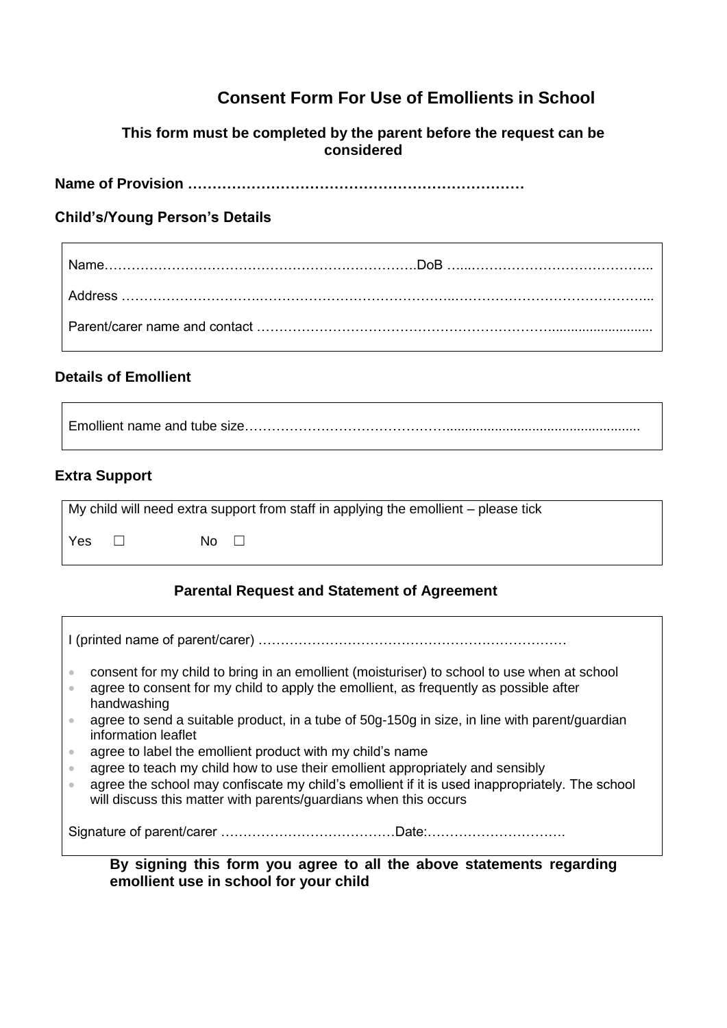# Consent Form For Use of Emollients in School

**This form must be completed by the parent before the request can be considered**

**Name of Provision ……………………………………………………………**

### Child's/Young Person's Details

Name………………………………………………………………DoB …...…………………………………..

Address ………………………….…………………………………..……………………………………...

Parent/carer name and contact ……………………………………………………….............................

### Details of Emollient

Emollient name and tube size………………………………………....................................................

### Extra Support

My child will need extra support from staff in applying the emollient – please tick

Yes ☐ No ☐

### Parental Request and Statement of Agreement

I (printed name of parent/carer) ……………………………………………………………

- consent for my child to bring in an emollient (moisturiser) to school to use when at school
- agree to consent for my child to apply the emollient, as frequently as possible after handwashing
- agree to send a suitable product, in a tube of 50g-150g in size, in line with parent/guardian information leaflet
- agree to label the emollient product with my child's name
- agree to teach my child how to use their emollient appropriately and sensibly
- agree the school may confiscate my child's emollient if it is used inappropriately. The school will discuss this matter with parents/guardians when this occurs

Signature of parent/carer …………………………………Date:………………………….

**By signing this form you agree to all the above statements regarding emollient use in school for your child**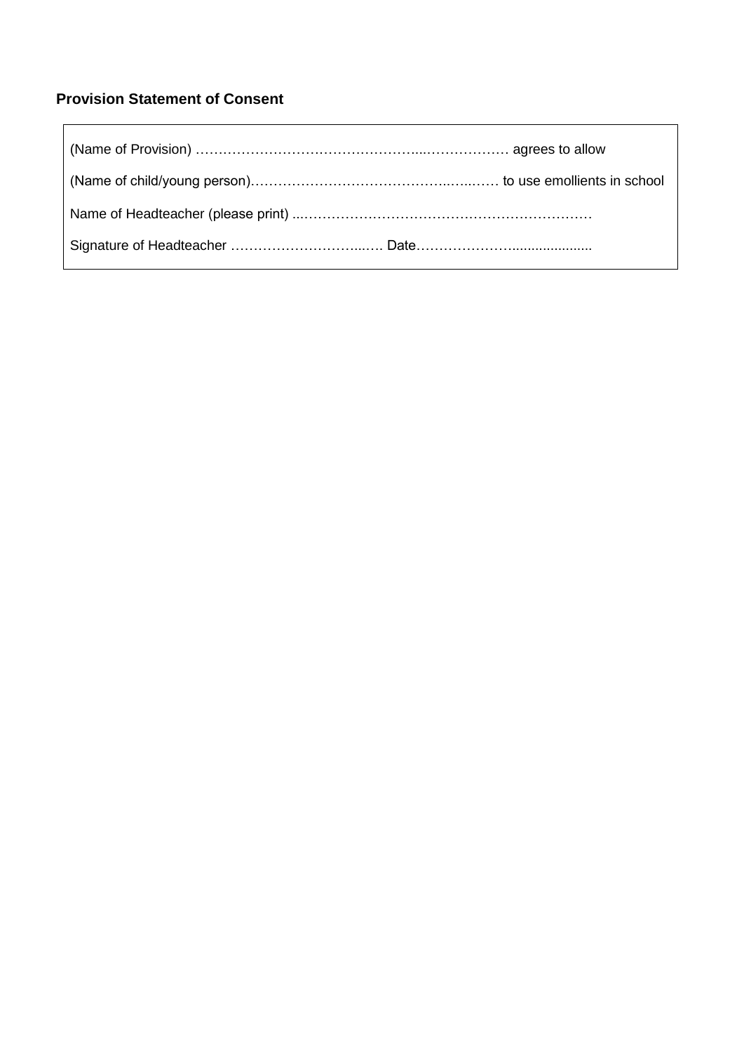**Provision Statement of Consent**

(Name of Provision) ………………………………………………...……………… agrees to allow

(Name of child/young person)……………………………………..…...…… to use emollients in school

Name of Headteacher (please print) ...………………………………………………………

Signature of Headteacher …………………………...…. Date…………………....................